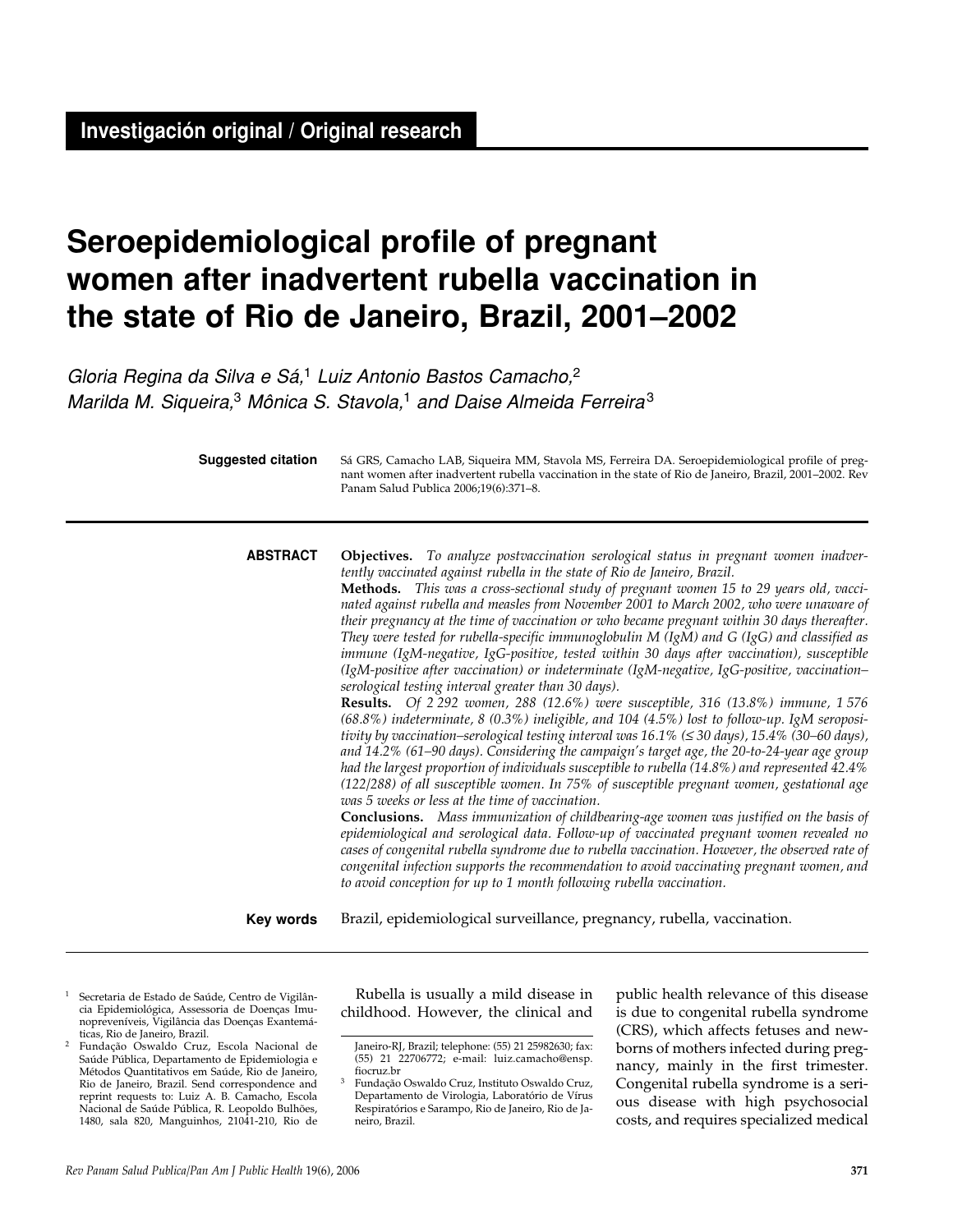**Investigación original / Original research**

# Seroepidemiological profile of pregnant women after inadvertent rubella vaccination in the state of Rio de Janeiro, Brazil, 2001–2002

*Gloria Regina da Silva e Sá,*[1] *Luiz Antonio Bastos Camacho,*[2] *Marilda M. Siqueira,*[3] *Mônica S. Stavola,*[1] *and Daise Almeida Ferreira*[3]

**Suggested citation** Sá GRS, Camacho LAB, Siqueira MM, Stavola MS, Ferreira DA. Seroepidemiological profile of pregnant women after inadvertent rubella vaccination in the state of Rio de Janeiro, Brazil, 2001–2002. Rev Panam Salud Publica 2006;19(6):371–8.

**ABSTRACT**

**Objectives.** *To analyze postvaccination serological status in pregnant women inadvertently vaccinated against rubella in the state of Rio de Janeiro, Brazil.*

**Methods.** *This was a cross-sectional study of pregnant women 15 to 29 years old, vaccinated against rubella and measles from November 2001 to March 2002, who were unaware of their pregnancy at the time of vaccination or who became pregnant within 30 days thereafter. They were tested for rubella-specific immunoglobulin M (IgM) and G (IgG) and classified as immune (IgM-negative, IgG-positive, tested within 30 days after vaccination), susceptible (IgM-positive after vaccination) or indeterminate (IgM-negative, IgG-positive, vaccination–serological testing interval greater than 30 days).*

**Results.** *Of 2 292 women, 288 (12.6%) were susceptible, 316 (13.8%) immune, 1 576 (68.8%) indeterminate, 8 (0.3%) ineligible, and 104 (4.5%) lost to follow-up. IgM seropositivity by vaccination–serological testing interval was 16.1% (≤ 30 days), 15.4% (30–60 days), and 14.2% (61–90 days). Considering the campaign's target age, the 20-to-24-year age group had the largest proportion of individuals susceptible to rubella (14.8%) and represented 42.4% (122/288) of all susceptible women. In 75% of susceptible pregnant women, gestational age was 5 weeks or less at the time of vaccination.*

**Conclusions.** *Mass immunization of childbearing-age women was justified on the basis of epidemiological and serological data. Follow-up of vaccinated pregnant women revealed no cases of congenital rubella syndrome due to rubella vaccination. However, the observed rate of congenital infection supports the recommendation to avoid vaccinating pregnant women, and to avoid conception for up to 1 month following rubella vaccination.*

**Key words** Brazil, epidemiological surveillance, pregnancy, rubella, vaccination.

[1] Secretaria de Estado de Saúde, Centro de Vigilância Epidemiológica, Assessoria de Doenças Imunopreveníveis, Vigilância das Doenças Exantemáticas, Rio de Janeiro, Brazil.

[2] Fundação Oswaldo Cruz, Escola Nacional de Saúde Pública, Departamento de Epidemiologia e Métodos Quantitativos em Saúde, Rio de Janeiro, Rio de Janeiro, Brazil. Send correspondence and reprint requests to: Luiz A. B. Camacho, Escola Nacional de Saúde Pública, R. Leopoldo Bulhões, 1480, sala 820, Manguinhos, 21041-210, Rio de Janeiro-RJ, Brazil; telephone: (55) 21 25982630; fax: (55) 21 22706772; e-mail: luiz.camacho@ensp.fiocruz.br

[3] Fundação Oswaldo Cruz, Instituto Oswaldo Cruz, Departamento de Virologia, Laboratório de Vírus Respiratórios e Sarampo, Rio de Janeiro, Rio de Janeiro, Brazil.

Rubella is usually a mild disease in childhood. However, the clinical and public health relevance of this disease is due to congenital rubella syndrome (CRS), which affects fetuses and newborns of mothers infected during pregnancy, mainly in the first trimester. Congenital rubella syndrome is a serious disease with high psychosocial costs, and requires specialized medical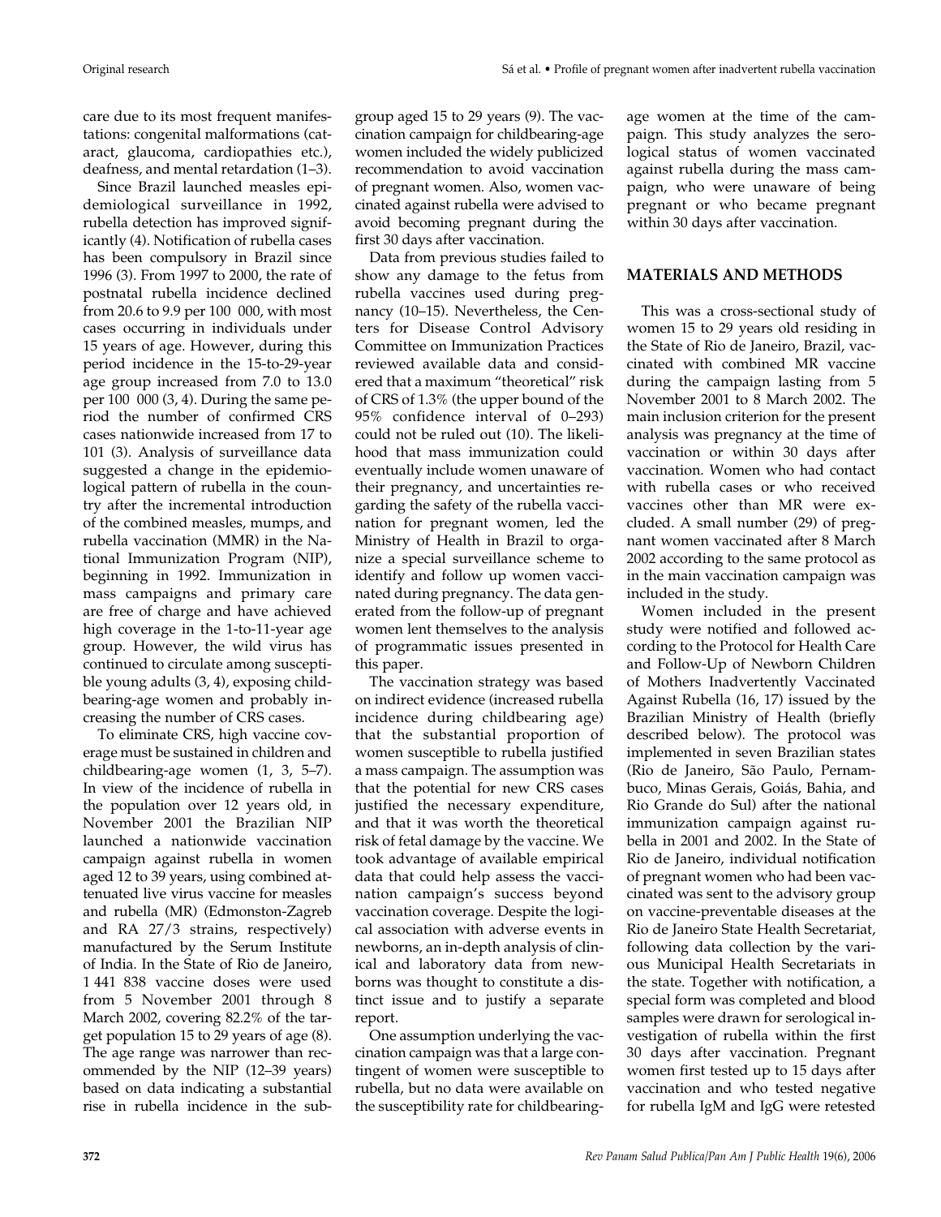care due to its most frequent manifestations: congenital malformations (cataract, glaucoma, cardiopathies etc.), deafness, and mental retardation (1–3).

Since Brazil launched measles epidemiological surveillance in 1992, rubella detection has improved significantly (4). Notification of rubella cases has been compulsory in Brazil since 1996 (3). From 1997 to 2000, the rate of postnatal rubella incidence declined from 20.6 to 9.9 per 100 000, with most cases occurring in individuals under 15 years of age. However, during this period incidence in the 15-to-29-year age group increased from 7.0 to 13.0 per 100 000 (3, 4). During the same period the number of confirmed CRS cases nationwide increased from 17 to 101 (3). Analysis of surveillance data suggested a change in the epidemiological pattern of rubella in the country after the incremental introduction of the combined measles, mumps, and rubella vaccination (MMR) in the National Immunization Program (NIP), beginning in 1992. Immunization in mass campaigns and primary care are free of charge and have achieved high coverage in the 1-to-11-year age group. However, the wild virus has continued to circulate among susceptible young adults (3, 4), exposing childbearing-age women and probably increasing the number of CRS cases.

To eliminate CRS, high vaccine coverage must be sustained in children and childbearing-age women (1, 3, 5–7). In view of the incidence of rubella in the population over 12 years old, in November 2001 the Brazilian NIP launched a nationwide vaccination campaign against rubella in women aged 12 to 39 years, using combined attenuated live virus vaccine for measles and rubella (MR) (Edmonston-Zagreb and RA 27/3 strains, respectively) manufactured by the Serum Institute of India. In the State of Rio de Janeiro, 1 441 838 vaccine doses were used from 5 November 2001 through 8 March 2002, covering 82.2% of the target population 15 to 29 years of age (8). The age range was narrower than recommended by the NIP (12–39 years) based on data indicating a substantial rise in rubella incidence in the subgroup aged 15 to 29 years (9). The vaccination campaign for childbearing-age women included the widely publicized recommendation to avoid vaccination of pregnant women. Also, women vaccinated against rubella were advised to avoid becoming pregnant during the first 30 days after vaccination.

Data from previous studies failed to show any damage to the fetus from rubella vaccines used during pregnancy (10–15). Nevertheless, the Centers for Disease Control Advisory Committee on Immunization Practices reviewed available data and considered that a maximum "theoretical" risk of CRS of 1.3% (the upper bound of the 95% confidence interval of 0–293) could not be ruled out (10). The likelihood that mass immunization could eventually include women unaware of their pregnancy, and uncertainties regarding the safety of the rubella vaccination for pregnant women, led the Ministry of Health in Brazil to organize a special surveillance scheme to identify and follow up women vaccinated during pregnancy. The data generated from the follow-up of pregnant women lent themselves to the analysis of programmatic issues presented in this paper.

The vaccination strategy was based on indirect evidence (increased rubella incidence during childbearing age) that the substantial proportion of women susceptible to rubella justified a mass campaign. The assumption was that the potential for new CRS cases justified the necessary expenditure, and that it was worth the theoretical risk of fetal damage by the vaccine. We took advantage of available empirical data that could help assess the vaccination campaign's success beyond vaccination coverage. Despite the logical association with adverse events in newborns, an in-depth analysis of clinical and laboratory data from newborns was thought to constitute a distinct issue and to justify a separate report.

One assumption underlying the vaccination campaign was that a large contingent of women were susceptible to rubella, but no data were available on the susceptibility rate for childbearing-age women at the time of the campaign. This study analyzes the serological status of women vaccinated against rubella during the mass campaign, who were unaware of being pregnant or who became pregnant within 30 days after vaccination.

## MATERIALS AND METHODS

This was a cross-sectional study of women 15 to 29 years old residing in the State of Rio de Janeiro, Brazil, vaccinated with combined MR vaccine during the campaign lasting from 5 November 2001 to 8 March 2002. The main inclusion criterion for the present analysis was pregnancy at the time of vaccination or within 30 days after vaccination. Women who had contact with rubella cases or who received vaccines other than MR were excluded. A small number (29) of pregnant women vaccinated after 8 March 2002 according to the same protocol as in the main vaccination campaign was included in the study.

Women included in the present study were notified and followed according to the Protocol for Health Care and Follow-Up of Newborn Children of Mothers Inadvertently Vaccinated Against Rubella (16, 17) issued by the Brazilian Ministry of Health (briefly described below). The protocol was implemented in seven Brazilian states (Rio de Janeiro, São Paulo, Pernambuco, Minas Gerais, Goiás, Bahia, and Rio Grande do Sul) after the national immunization campaign against rubella in 2001 and 2002. In the State of Rio de Janeiro, individual notification of pregnant women who had been vaccinated was sent to the advisory group on vaccine-preventable diseases at the Rio de Janeiro State Health Secretariat, following data collection by the various Municipal Health Secretariats in the state. Together with notification, a special form was completed and blood samples were drawn for serological investigation of rubella within the first 30 days after vaccination. Pregnant women first tested up to 15 days after vaccination and who tested negative for rubella IgM and IgG were retested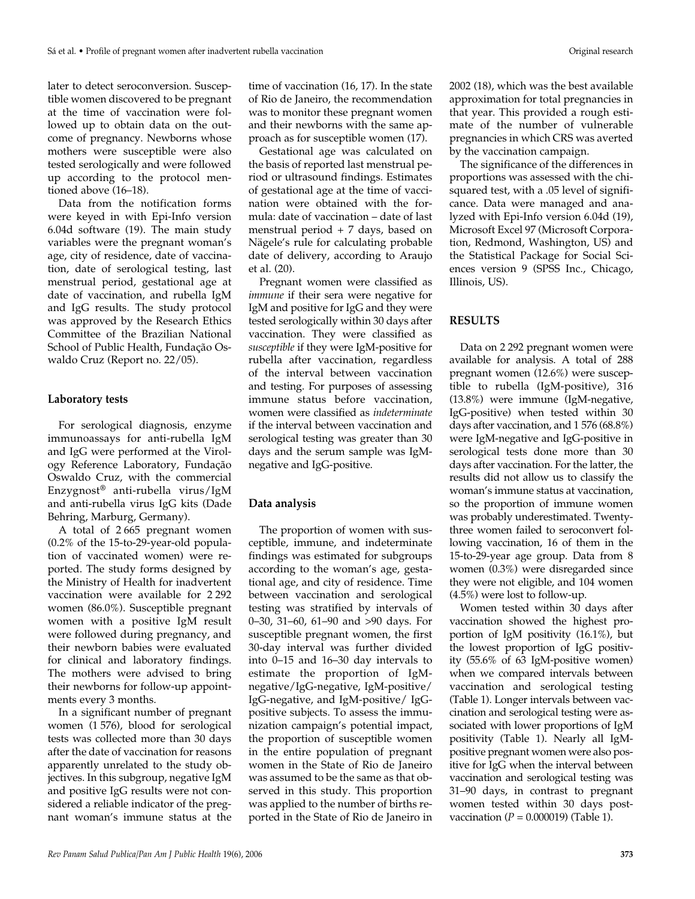later to detect seroconversion. Susceptible women discovered to be pregnant at the time of vaccination were followed up to obtain data on the outcome of pregnancy. Newborns whose mothers were susceptible were also tested serologically and were followed up according to the protocol mentioned above (16–18).

Data from the notification forms were keyed in with Epi-Info version 6.04d software (19). The main study variables were the pregnant woman's age, city of residence, date of vaccination, date of serological testing, last menstrual period, gestational age at date of vaccination, and rubella IgM and IgG results. The study protocol was approved by the Research Ethics Committee of the Brazilian National School of Public Health, Fundação Oswaldo Cruz (Report no. 22/05).

### Laboratory tests

For serological diagnosis, enzyme immunoassays for anti-rubella IgM and IgG were performed at the Virology Reference Laboratory, Fundação Oswaldo Cruz, with the commercial Enzygnost® anti-rubella virus/IgM and anti-rubella virus IgG kits (Dade Behring, Marburg, Germany).

A total of 2 665 pregnant women (0.2% of the 15-to-29-year-old population of vaccinated women) were reported. The study forms designed by the Ministry of Health for inadvertent vaccination were available for 2 292 women (86.0%). Susceptible pregnant women with a positive IgM result were followed during pregnancy, and their newborn babies were evaluated for clinical and laboratory findings. The mothers were advised to bring their newborns for follow-up appointments every 3 months.

In a significant number of pregnant women (1 576), blood for serological tests was collected more than 30 days after the date of vaccination for reasons apparently unrelated to the study objectives. In this subgroup, negative IgM and positive IgG results were not considered a reliable indicator of the pregnant woman's immune status at the time of vaccination (16, 17). In the state of Rio de Janeiro, the recommendation was to monitor these pregnant women and their newborns with the same approach as for susceptible women (17).

Gestational age was calculated on the basis of reported last menstrual period or ultrasound findings. Estimates of gestational age at the time of vaccination were obtained with the formula: date of vaccination – date of last menstrual period + 7 days, based on Nägele's rule for calculating probable date of delivery, according to Araujo et al. (20).

Pregnant women were classified as *immune* if their sera were negative for IgM and positive for IgG and they were tested serologically within 30 days after vaccination. They were classified as *susceptible* if they were IgM-positive for rubella after vaccination, regardless of the interval between vaccination and testing. For purposes of assessing immune status before vaccination, women were classified as *indeterminate* if the interval between vaccination and serological testing was greater than 30 days and the serum sample was IgM-negative and IgG-positive.

### Data analysis

The proportion of women with susceptible, immune, and indeterminate findings was estimated for subgroups according to the woman's age, gestational age, and city of residence. Time between vaccination and serological testing was stratified by intervals of 0–30, 31–60, 61–90 and >90 days. For susceptible pregnant women, the first 30-day interval was further divided into 0–15 and 16–30 day intervals to estimate the proportion of IgM-negative/IgG-negative, IgM-positive/IgG-negative, and IgM-positive/ IgG-positive subjects. To assess the immunization campaign's potential impact, the proportion of susceptible women in the entire population of pregnant women in the State of Rio de Janeiro was assumed to be the same as that observed in this study. This proportion was applied to the number of births reported in the State of Rio de Janeiro in 2002 (18), which was the best available approximation for total pregnancies in that year. This provided a rough estimate of the number of vulnerable pregnancies in which CRS was averted by the vaccination campaign.

The significance of the differences in proportions was assessed with the chi-squared test, with a .05 level of significance. Data were managed and analyzed with Epi-Info version 6.04d (19), Microsoft Excel 97 (Microsoft Corporation, Redmond, Washington, US) and the Statistical Package for Social Sciences version 9 (SPSS Inc., Chicago, Illinois, US).

## RESULTS

Data on 2 292 pregnant women were available for analysis. A total of 288 pregnant women (12.6%) were susceptible to rubella (IgM-positive), 316 (13.8%) were immune (IgM-negative, IgG-positive) when tested within 30 days after vaccination, and 1 576 (68.8%) were IgM-negative and IgG-positive in serological tests done more than 30 days after vaccination. For the latter, the results did not allow us to classify the woman's immune status at vaccination, so the proportion of immune women was probably underestimated. Twenty-three women failed to seroconvert following vaccination, 16 of them in the 15-to-29-year age group. Data from 8 women (0.3%) were disregarded since they were not eligible, and 104 women (4.5%) were lost to follow-up.

Women tested within 30 days after vaccination showed the highest proportion of IgM positivity (16.1%), but the lowest proportion of IgG positivity (55.6% of 63 IgM-positive women) when we compared intervals between vaccination and serological testing (Table 1). Longer intervals between vaccination and serological testing were associated with lower proportions of IgM positivity (Table 1). Nearly all IgM-positive pregnant women were also positive for IgG when the interval between vaccination and serological testing was 31–90 days, in contrast to pregnant women tested within 30 days post-vaccination ($P = 0.000019$) (Table 1).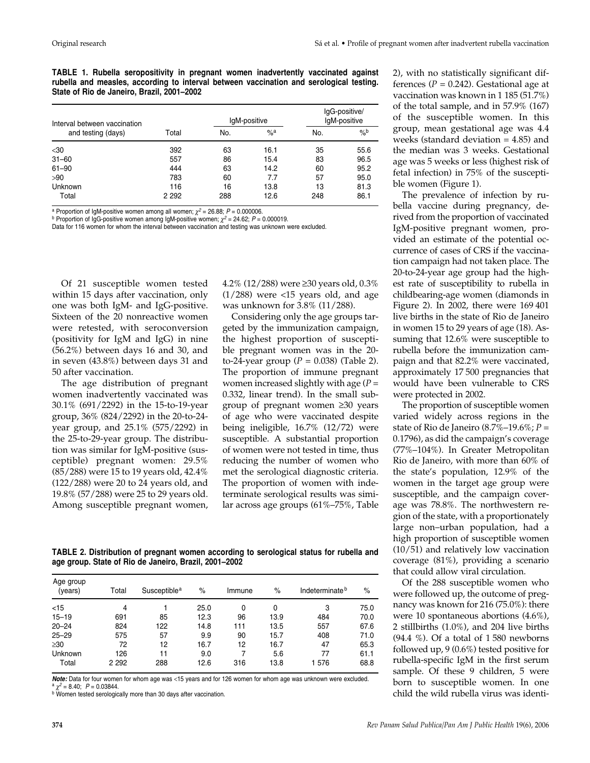**TABLE 1. Rubella seropositivity in pregnant women inadvertently vaccinated against rubella and measles, according to interval between vaccination and serological testing. State of Rio de Janeiro, Brazil, 2001–2002**

| Interval between vaccination and testing (days) | Total | IgM-positive | | IgG-positive/ IgM-positive | |
|---|---|---|---|---|---|
| | | No. | %[a] | No. | %[b] |
| <30 | 392 | 63 | 16.1 | 35 | 55.6 |
| 31–60 | 557 | 86 | 15.4 | 83 | 96.5 |
| 61–90 | 444 | 63 | 14.2 | 60 | 95.2 |
| >90 | 783 | 60 | 7.7 | 57 | 95.0 |
| Unknown | 116 | 16 | 13.8 | 13 | 81.3 |
| Total | 2 292 | 288 | 12.6 | 248 | 86.1 |

[a] Proportion of IgM-positive women among all women; $\chi^2 = 26.88$; $P = 0.000006$.
[b] Proportion of IgG-positive women among IgM-positive women; $\chi^2 = 24.62$; $P = 0.000019$.
Data for 116 women for whom the interval between vaccination and testing was unknown were excluded.

Of 21 susceptible women tested within 15 days after vaccination, only one was both IgM- and IgG-positive. Sixteen of the 20 nonreactive women were retested, with seroconversion (positivity for IgM and IgG) in nine (56.2%) between days 16 and 30, and in seven (43.8%) between days 31 and 50 after vaccination.

The age distribution of pregnant women inadvertently vaccinated was 30.1% (691/2292) in the 15-to-19-year group, 36% (824/2292) in the 20-to-24-year group, and 25.1% (575/2292) in the 25-to-29-year group. The distribution was similar for IgM-positive (susceptible) pregnant women: 29.5% (85/288) were 15 to 19 years old, 42.4% (122/288) were 20 to 24 years old, and 19.8% (57/288) were 25 to 29 years old. Among susceptible pregnant women, 4.2% (12/288) were ≥30 years old, 0.3% (1/288) were <15 years old, and age was unknown for 3.8% (11/288).

Considering only the age groups targeted by the immunization campaign, the highest proportion of susceptible pregnant women was in the 20-to-24-year group ($P = 0.038$) (Table 2). The proportion of immune pregnant women increased slightly with age ($P = 0.332$, linear trend). In the small subgroup of pregnant women ≥30 years of age who were vaccinated despite being ineligible, 16.7% (12/72) were susceptible. A substantial proportion of women were not tested in time, thus reducing the number of women who met the serological diagnostic criteria. The proportion of women with indeterminate serological results was similar across age groups (61%–75%, Table 2), with no statistically significant differences ($P = 0.242$). Gestational age at vaccination was known in 1 185 (51.7%) of the total sample, and in 57.9% (167) of the susceptible women. In this group, mean gestational age was 4.4 weeks (standard deviation = 4.85) and the median was 3 weeks. Gestational age was 5 weeks or less (highest risk of fetal infection) in 75% of the susceptible women (Figure 1).

The prevalence of infection by rubella vaccine during pregnancy, derived from the proportion of vaccinated IgM-positive pregnant women, provided an estimate of the potential occurrence of cases of CRS if the vaccination campaign had not taken place. The 20-to-24-year age group had the highest rate of susceptibility to rubella in childbearing-age women (diamonds in Figure 2). In 2002, there were 169 401 live births in the state of Rio de Janeiro in women 15 to 29 years of age (18). Assuming that 12.6% were susceptible to rubella before the immunization campaign and that 82.2% were vaccinated, approximately 17 500 pregnancies that would have been vulnerable to CRS were protected in 2002.

The proportion of susceptible women varied widely across regions in the state of Rio de Janeiro (8.7%–19.6%; $P = 0.1796$), as did the campaign's coverage (77%–104%). In Greater Metropolitan Rio de Janeiro, with more than 60% of the state's population, 12.9% of the women in the target age group were susceptible, and the campaign coverage was 78.8%. The northwestern region of the state, with a proportionately large non–urban population, had a high proportion of susceptible women (10/51) and relatively low vaccination coverage (81%), providing a scenario that could allow viral circulation.

Of the 288 susceptible women who were followed up, the outcome of pregnancy was known for 216 (75.0%): there were 10 spontaneous abortions (4.6%), 2 stillbirths (1.0%), and 204 live births (94.4 %). Of a total of 1 580 newborns followed up, 9 (0.6%) tested positive for rubella-specific IgM in the first serum sample. Of these 9 children, 5 were born to susceptible women. In one child the wild rubella virus was identi-

**TABLE 2. Distribution of pregnant women according to serological status for rubella and age group. State of Rio de Janeiro, Brazil, 2001–2002**

| Age group (years) | Total | Susceptible[a] | % | Immune | % | Indeterminate[b] | % |
|---|---|---|---|---|---|---|---|
| <15 | 4 | 1 | 25.0 | 0 | 0 | 3 | 75.0 |
| 15–19 | 691 | 85 | 12.3 | 96 | 13.9 | 484 | 70.0 |
| 20–24 | 824 | 122 | 14.8 | 111 | 13.5 | 557 | 67.6 |
| 25–29 | 575 | 57 | 9.9 | 90 | 15.7 | 408 | 71.0 |
| ≥30 | 72 | 12 | 16.7 | 12 | 16.7 | 47 | 65.3 |
| Unknown | 126 | 11 | 9.0 | 7 | 5.6 | 77 | 61.1 |
| Total | 2 292 | 288 | 12.6 | 316 | 13.8 | 1 576 | 68.8 |

***Note:*** Data for four women for whom age was <15 years and for 126 women for whom age was unknown were excluded.
[a] $\chi^2 = 8.40$; $P = 0.03844$.
[b] Women tested serologically more than 30 days after vaccination.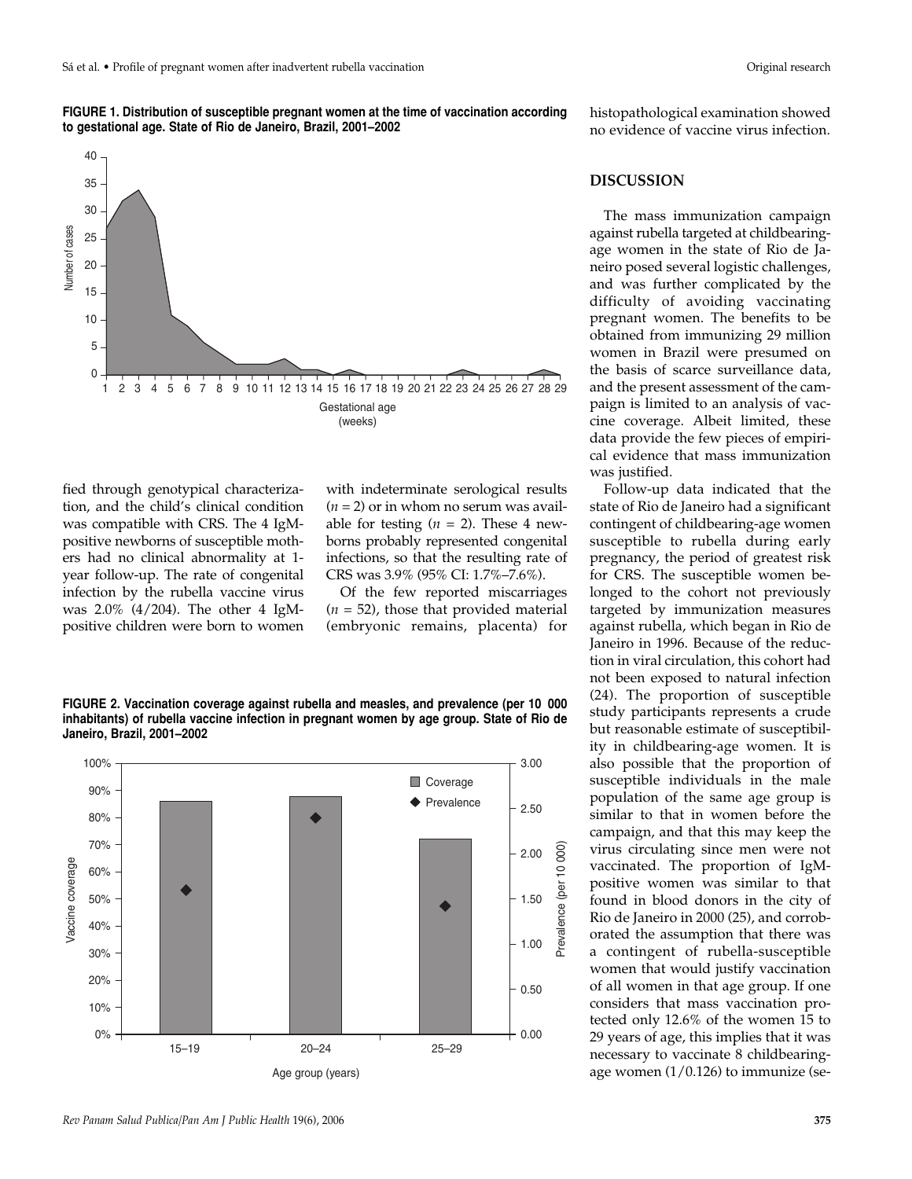**FIGURE 1. Distribution of susceptible pregnant women at the time of vaccination according to gestational age. State of Rio de Janeiro, Brazil, 2001–2002**

fied through genotypical characterization, and the child's clinical condition was compatible with CRS. The 4 IgM-positive newborns of susceptible mothers had no clinical abnormality at 1-year follow-up. The rate of congenital infection by the rubella vaccine virus was 2.0% (4/204). The other 4 IgM-positive children were born to women with indeterminate serological results ($n = 2$) or in whom no serum was available for testing ($n = 2$). These 4 newborns probably represented congenital infections, so that the resulting rate of CRS was 3.9% (95% CI: 1.7%–7.6%).

Of the few reported miscarriages ($n = 52$), those that provided material (embryonic remains, placenta) for histopathological examination showed no evidence of vaccine virus infection.

**FIGURE 2. Vaccination coverage against rubella and measles, and prevalence (per 10 000 inhabitants) of rubella vaccine infection in pregnant women by age group. State of Rio de Janeiro, Brazil, 2001–2002**

## DISCUSSION

The mass immunization campaign against rubella targeted at childbearing-age women in the state of Rio de Janeiro posed several logistic challenges, and was further complicated by the difficulty of avoiding vaccinating pregnant women. The benefits to be obtained from immunizing 29 million women in Brazil were presumed on the basis of scarce surveillance data, and the present assessment of the campaign is limited to an analysis of vaccine coverage. Albeit limited, these data provide the few pieces of empirical evidence that mass immunization was justified.

Follow-up data indicated that the state of Rio de Janeiro had a significant contingent of childbearing-age women susceptible to rubella during early pregnancy, the period of greatest risk for CRS. The susceptible women belonged to the cohort not previously targeted by immunization measures against rubella, which began in Rio de Janeiro in 1996. Because of the reduction in viral circulation, this cohort had not been exposed to natural infection (24). The proportion of susceptible study participants represents a crude but reasonable estimate of susceptibility in childbearing-age women. It is also possible that the proportion of susceptible individuals in the male population of the same age group is similar to that in women before the campaign, and that this may keep the virus circulating since men were not vaccinated. The proportion of IgM-positive women was similar to that found in blood donors in the city of Rio de Janeiro in 2000 (25), and corroborated the assumption that there was a contingent of rubella-susceptible women that would justify vaccination of all women in that age group. If one considers that mass vaccination protected only 12.6% of the women 15 to 29 years of age, this implies that it was necessary to vaccinate 8 childbearing-age women (1/0.126) to immunize (se-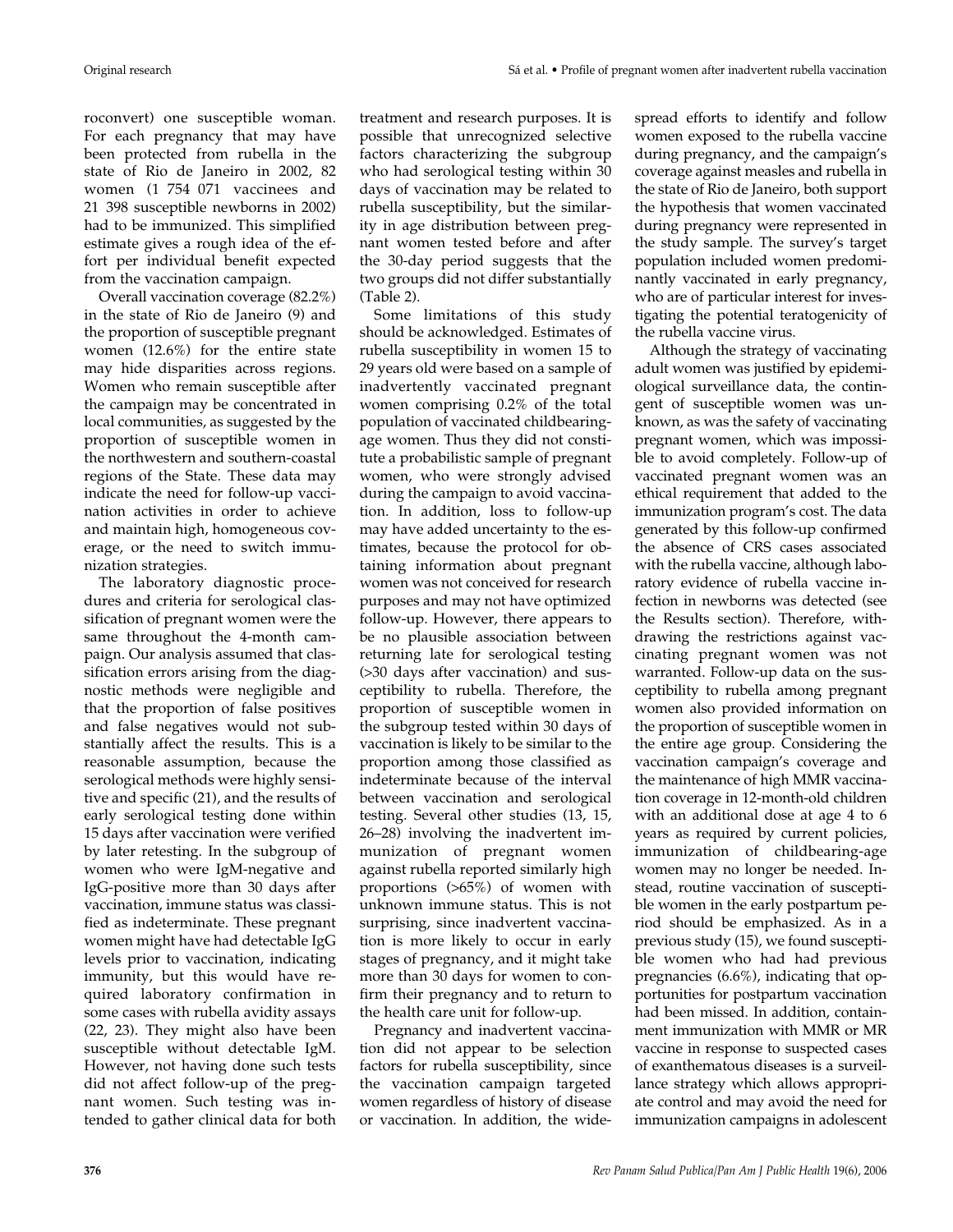roconvert) one susceptible woman. For each pregnancy that may have been protected from rubella in the state of Rio de Janeiro in 2002, 82 women (1 754 071 vaccinees and 21 398 susceptible newborns in 2002) had to be immunized. This simplified estimate gives a rough idea of the effort per individual benefit expected from the vaccination campaign.

Overall vaccination coverage (82.2%) in the state of Rio de Janeiro (9) and the proportion of susceptible pregnant women (12.6%) for the entire state may hide disparities across regions. Women who remain susceptible after the campaign may be concentrated in local communities, as suggested by the proportion of susceptible women in the northwestern and southern-coastal regions of the State. These data may indicate the need for follow-up vaccination activities in order to achieve and maintain high, homogeneous coverage, or the need to switch immunization strategies.

The laboratory diagnostic procedures and criteria for serological classification of pregnant women were the same throughout the 4-month campaign. Our analysis assumed that classification errors arising from the diagnostic methods were negligible and that the proportion of false positives and false negatives would not substantially affect the results. This is a reasonable assumption, because the serological methods were highly sensitive and specific (21), and the results of early serological testing done within 15 days after vaccination were verified by later retesting. In the subgroup of women who were IgM-negative and IgG-positive more than 30 days after vaccination, immune status was classified as indeterminate. These pregnant women might have had detectable IgG levels prior to vaccination, indicating immunity, but this would have required laboratory confirmation in some cases with rubella avidity assays (22, 23). They might also have been susceptible without detectable IgM. However, not having done such tests did not affect follow-up of the pregnant women. Such testing was intended to gather clinical data for both treatment and research purposes. It is possible that unrecognized selective factors characterizing the subgroup who had serological testing within 30 days of vaccination may be related to rubella susceptibility, but the similarity in age distribution between pregnant women tested before and after the 30-day period suggests that the two groups did not differ substantially (Table 2).

Some limitations of this study should be acknowledged. Estimates of rubella susceptibility in women 15 to 29 years old were based on a sample of inadvertently vaccinated pregnant women comprising 0.2% of the total population of vaccinated childbearing-age women. Thus they did not constitute a probabilistic sample of pregnant women, who were strongly advised during the campaign to avoid vaccination. In addition, loss to follow-up may have added uncertainty to the estimates, because the protocol for obtaining information about pregnant women was not conceived for research purposes and may not have optimized follow-up. However, there appears to be no plausible association between returning late for serological testing (>30 days after vaccination) and susceptibility to rubella. Therefore, the proportion of susceptible women in the subgroup tested within 30 days of vaccination is likely to be similar to the proportion among those classified as indeterminate because of the interval between vaccination and serological testing. Several other studies (13, 15, 26–28) involving the inadvertent immunization of pregnant women against rubella reported similarly high proportions (>65%) of women with unknown immune status. This is not surprising, since inadvertent vaccination is more likely to occur in early stages of pregnancy, and it might take more than 30 days for women to confirm their pregnancy and to return to the health care unit for follow-up.

Pregnancy and inadvertent vaccination did not appear to be selection factors for rubella susceptibility, since the vaccination campaign targeted women regardless of history of disease or vaccination. In addition, the widespread efforts to identify and follow women exposed to the rubella vaccine during pregnancy, and the campaign's coverage against measles and rubella in the state of Rio de Janeiro, both support the hypothesis that women vaccinated during pregnancy were represented in the study sample. The survey's target population included women predominantly vaccinated in early pregnancy, who are of particular interest for investigating the potential teratogenicity of the rubella vaccine virus.

Although the strategy of vaccinating adult women was justified by epidemiological surveillance data, the contingent of susceptible women was unknown, as was the safety of vaccinating pregnant women, which was impossible to avoid completely. Follow-up of vaccinated pregnant women was an ethical requirement that added to the immunization program's cost. The data generated by this follow-up confirmed the absence of CRS cases associated with the rubella vaccine, although laboratory evidence of rubella vaccine infection in newborns was detected (see the Results section). Therefore, withdrawing the restrictions against vaccinating pregnant women was not warranted. Follow-up data on the susceptibility to rubella among pregnant women also provided information on the proportion of susceptible women in the entire age group. Considering the vaccination campaign's coverage and the maintenance of high MMR vaccination coverage in 12-month-old children with an additional dose at age 4 to 6 years as required by current policies, immunization of childbearing-age women may no longer be needed. Instead, routine vaccination of susceptible women in the early postpartum period should be emphasized. As in a previous study (15), we found susceptible women who had had previous pregnancies (6.6%), indicating that opportunities for postpartum vaccination had been missed. In addition, containment immunization with MMR or MR vaccine in response to suspected cases of exanthematous diseases is a surveillance strategy which allows appropriate control and may avoid the need for immunization campaigns in adolescent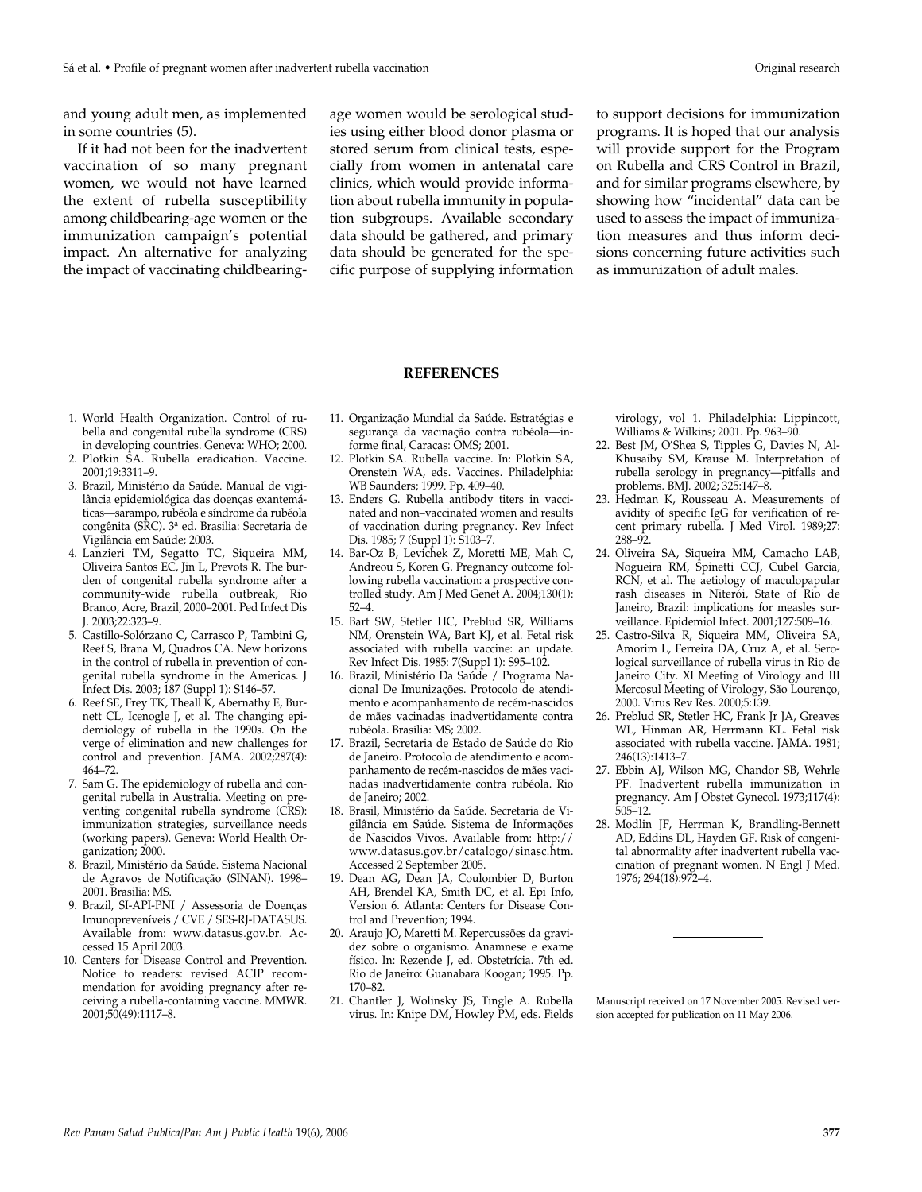and young adult men, as implemented in some countries (5).

If it had not been for the inadvertent vaccination of so many pregnant women, we would not have learned the extent of rubella susceptibility among childbearing-age women or the immunization campaign's potential impact. An alternative for analyzing the impact of vaccinating childbearing-age women would be serological studies using either blood donor plasma or stored serum from clinical tests, especially from women in antenatal care clinics, which would provide information about rubella immunity in population subgroups. Available secondary data should be gathered, and primary data should be generated for the specific purpose of supplying information to support decisions for immunization programs. It is hoped that our analysis will provide support for the Program on Rubella and CRS Control in Brazil, and for similar programs elsewhere, by showing how "incidental" data can be used to assess the impact of immunization measures and thus inform decisions concerning future activities such as immunization of adult males.

## REFERENCES

1. World Health Organization. Control of rubella and congenital rubella syndrome (CRS) in developing countries. Geneva: WHO; 2000.
2. Plotkin SA. Rubella eradication. Vaccine. 2001;19:3311–9.
3. Brazil, Ministério da Saúde. Manual de vigilância epidemiológica das doenças exantemáticas—sarampo, rubéola e síndrome da rubéola congênita (SRC). 3ª ed. Brasilia: Secretaria de Vigilância em Saúde; 2003.
4. Lanzieri TM, Segatto TC, Siqueira MM, Oliveira Santos EC, Jin L, Prevots R. The burden of congenital rubella syndrome after a community-wide rubella outbreak, Rio Branco, Acre, Brazil, 2000–2001. Ped Infect Dis J. 2003;22:323–9.
5. Castillo-Solórzano C, Carrasco P, Tambini G, Reef S, Brana M, Quadros CA. New horizons in the control of rubella in prevention of congenital rubella syndrome in the Americas. J Infect Dis. 2003; 187 (Suppl 1): S146–57.
6. Reef SE, Frey TK, Theall K, Abernathy E, Burnett CL, Icenogle J, et al. The changing epidemiology of rubella in the 1990s. On the verge of elimination and new challenges for control and prevention. JAMA. 2002;287(4): 464–72.
7. Sam G. The epidemiology of rubella and congenital rubella in Australia. Meeting on preventing congenital rubella syndrome (CRS): immunization strategies, surveillance needs (working papers). Geneva: World Health Organization; 2000.
8. Brazil, Ministério da Saúde. Sistema Nacional de Agravos de Notificação (SINAN). 1998–2001. Brasilia: MS.
9. Brazil, SI-API-PNI / Assessoria de Doenças Imunopreveníveis / CVE / SES-RJ-DATASUS. Available from: www.datasus.gov.br. Accessed 15 April 2003.
10. Centers for Disease Control and Prevention. Notice to readers: revised ACIP recommendation for avoiding pregnancy after receiving a rubella-containing vaccine. MMWR. 2001;50(49):1117–8.
11. Organização Mundial da Saúde. Estratégias e segurança da vacinação contra rubéola—informe final, Caracas: OMS; 2001.
12. Plotkin SA. Rubella vaccine. In: Plotkin SA, Orenstein WA, eds. Vaccines. Philadelphia: WB Saunders; 1999. Pp. 409–40.
13. Enders G. Rubella antibody titers in vaccinated and non–vaccinated women and results of vaccination during pregnancy. Rev Infect Dis. 1985; 7 (Suppl 1): S103–7.
14. Bar-Oz B, Levichek Z, Moretti ME, Mah C, Andreou S, Koren G. Pregnancy outcome following rubella vaccination: a prospective controlled study. Am J Med Genet A. 2004;130(1): 52–4.
15. Bart SW, Stetler HC, Preblud SR, Williams NM, Orenstein WA, Bart KJ, et al. Fetal risk associated with rubella vaccine: an update. Rev Infect Dis. 1985: 7(Suppl 1): S95–102.
16. Brazil, Ministério Da Saúde / Programa Nacional De Imunizações. Protocolo de atendimento e acompanhamento de recém-nascidos de mães vacinadas inadvertidamente contra rubéola. Brasília: MS; 2002.
17. Brazil, Secretaria de Estado de Saúde do Rio de Janeiro. Protocolo de atendimento e acompanhamento de recém-nascidos de mães vacinadas inadvertidamente contra rubéola. Rio de Janeiro; 2002.
18. Brasil, Ministério da Saúde. Secretaria de Vigilância em Saúde. Sistema de Informações de Nascidos Vivos. Available from: http://www.datasus.gov.br/catalogo/sinasc.htm. Accessed 2 September 2005.
19. Dean AG, Dean JA, Coulombier D, Burton AH, Brendel KA, Smith DC, et al. Epi Info, Version 6. Atlanta: Centers for Disease Control and Prevention; 1994.
20. Araujo JO, Maretti M. Repercussões da gravidez sobre o organismo. Anamnese e exame físico. In: Rezende J, ed. Obstetrícia. 7th ed. Rio de Janeiro: Guanabara Koogan; 1995. Pp. 170–82.
21. Chantler J, Wolinsky JS, Tingle A. Rubella virus. In: Knipe DM, Howley PM, eds. Fields virology, vol 1. Philadelphia: Lippincott, Williams & Wilkins; 2001. Pp. 963–90.
22. Best JM, O'Shea S, Tipples G, Davies N, Al-Khusaiby SM, Krause M. Interpretation of rubella serology in pregnancy—pitfalls and problems. BMJ. 2002; 325:147–8.
23. Hedman K, Rousseau A. Measurements of avidity of specific IgG for verification of recent primary rubella. J Med Virol. 1989;27: 288–92.
24. Oliveira SA, Siqueira MM, Camacho LAB, Nogueira RM, Spinetti CCJ, Cubel Garcia, RCN, et al. The aetiology of maculopapular rash diseases in Niterói, State of Rio de Janeiro, Brazil: implications for measles surveillance. Epidemiol Infect. 2001;127:509–16.
25. Castro-Silva R, Siqueira MM, Oliveira SA, Amorim L, Ferreira DA, Cruz A, et al. Serological surveillance of rubella virus in Rio de Janeiro City. XI Meeting of Virology and III Mercosul Meeting of Virology, São Lourenço, 2000. Virus Rev Res. 2000;5:139.
26. Preblud SR, Stetler HC, Frank Jr JA, Greaves WL, Hinman AR, Herrmann KL. Fetal risk associated with rubella vaccine. JAMA. 1981; 246(13):1413–7.
27. Ebbin AJ, Wilson MG, Chandor SB, Wehrle PF. Inadvertent rubella immunization in pregnancy. Am J Obstet Gynecol. 1973;117(4): 505–12.
28. Modlin JF, Herrman K, Brandling-Bennett AD, Eddins DL, Hayden GF. Risk of congenital abnormality after inadvertent rubella vaccination of pregnant women. N Engl J Med. 1976; 294(18):972–4.

Manuscript received on 17 November 2005. Revised version accepted for publication on 11 May 2006.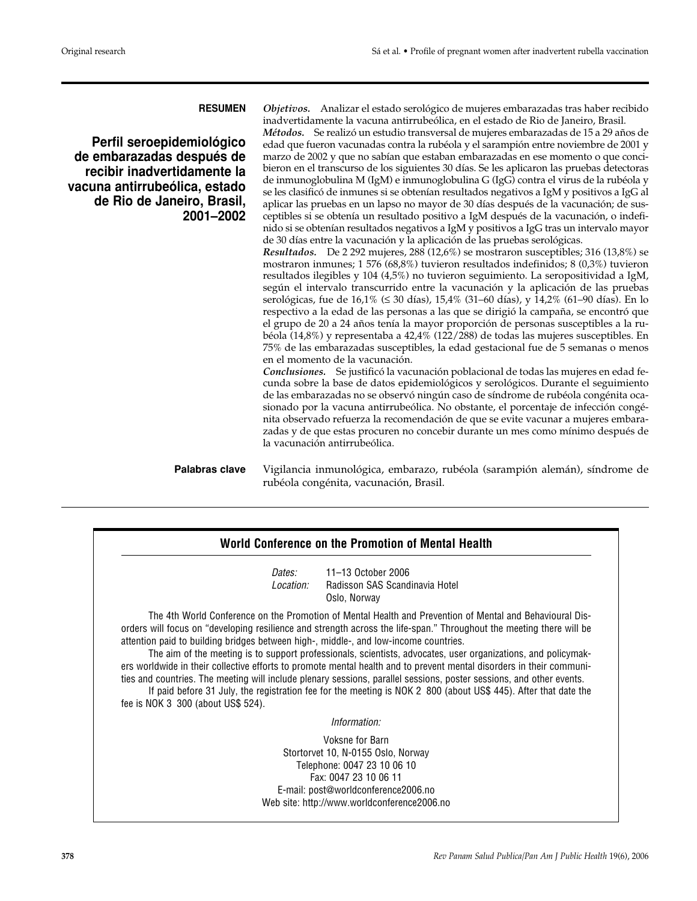## RESUMEN

### Perfil seroepidemiológico de embarazadas después de recibir inadvertidamente la vacuna antirrubeólica, estado de Rio de Janeiro, Brasil, 2001–2002

***Objetivos.*** Analizar el estado serológico de mujeres embarazadas tras haber recibido inadvertidamente la vacuna antirrubeólica, en el estado de Rio de Janeiro, Brasil.

***Métodos.*** Se realizó un estudio transversal de mujeres embarazadas de 15 a 29 años de edad que fueron vacunadas contra la rubéola y el sarampión entre noviembre de 2001 y marzo de 2002 y que no sabían que estaban embarazadas en ese momento o que concibieron en el transcurso de los siguientes 30 días. Se les aplicaron las pruebas detectoras de inmunoglobulina M (IgM) e inmunoglobulina G (IgG) contra el virus de la rubéola y se les clasificó de inmunes si se obtenían resultados negativos a IgM y positivos a IgG al aplicar las pruebas en un lapso no mayor de 30 días después de la vacunación; de susceptibles si se obtenía un resultado positivo a IgM después de la vacunación, o indefinido si se obtenían resultados negativos a IgM y positivos a IgG tras un intervalo mayor de 30 días entre la vacunación y la aplicación de las pruebas serológicas.

***Resultados.*** De 2 292 mujeres, 288 (12,6%) se mostraron susceptibles; 316 (13,8%) se mostraron inmunes; 1 576 (68,8%) tuvieron resultados indefinidos; 8 (0,3%) tuvieron resultados ilegibles y 104 (4,5%) no tuvieron seguimiento. La seropositividad a IgM, según el intervalo transcurrido entre la vacunación y la aplicación de las pruebas serológicas, fue de 16,1% (≤ 30 días), 15,4% (31–60 días), y 14,2% (61–90 días). En lo respectivo a la edad de las personas a las que se dirigió la campaña, se encontró que el grupo de 20 a 24 años tenía la mayor proporción de personas susceptibles a la rubéola (14,8%) y representaba a 42,4% (122/288) de todas las mujeres susceptibles. En 75% de las embarazadas susceptibles, la edad gestacional fue de 5 semanas o menos en el momento de la vacunación.

***Conclusiones.*** Se justificó la vacunación poblacional de todas las mujeres en edad fecunda sobre la base de datos epidemiológicos y serológicos. Durante el seguimiento de las embarazadas no se observó ningún caso de síndrome de rubéola congénita ocasionado por la vacuna antirrubeólica. No obstante, el porcentaje de infección congénita observado refuerza la recomendación de que se evite vacunar a mujeres embarazadas y de que estas procuren no concebir durante un mes como mínimo después de la vacunación antirrubeólica.

**Palabras clave** Vigilancia inmunológica, embarazo, rubéola (sarampión alemán), síndrome de rubéola congénita, vacunación, Brasil.

---

## World Conference on the Promotion of Mental Health

*Dates:* 11–13 October 2006
*Location:* Radisson SAS Scandinavia Hotel
Oslo, Norway

The 4th World Conference on the Promotion of Mental Health and Prevention of Mental and Behavioural Disorders will focus on "developing resilience and strength across the life-span." Throughout the meeting there will be attention paid to building bridges between high-, middle-, and low-income countries.

The aim of the meeting is to support professionals, scientists, advocates, user organizations, and policymakers worldwide in their collective efforts to promote mental health and to prevent mental disorders in their communities and countries. The meeting will include plenary sessions, parallel sessions, poster sessions, and other events.

If paid before 31 July, the registration fee for the meeting is NOK 2 800 (about US$ 445). After that date the fee is NOK 3 300 (about US$ 524).

*Information:*

Voksne for Barn
Stortorvet 10, N-0155 Oslo, Norway
Telephone: 0047 23 10 06 10
Fax: 0047 23 10 06 11
E-mail: post@worldconference2006.no
Web site: http://www.worldconference2006.no